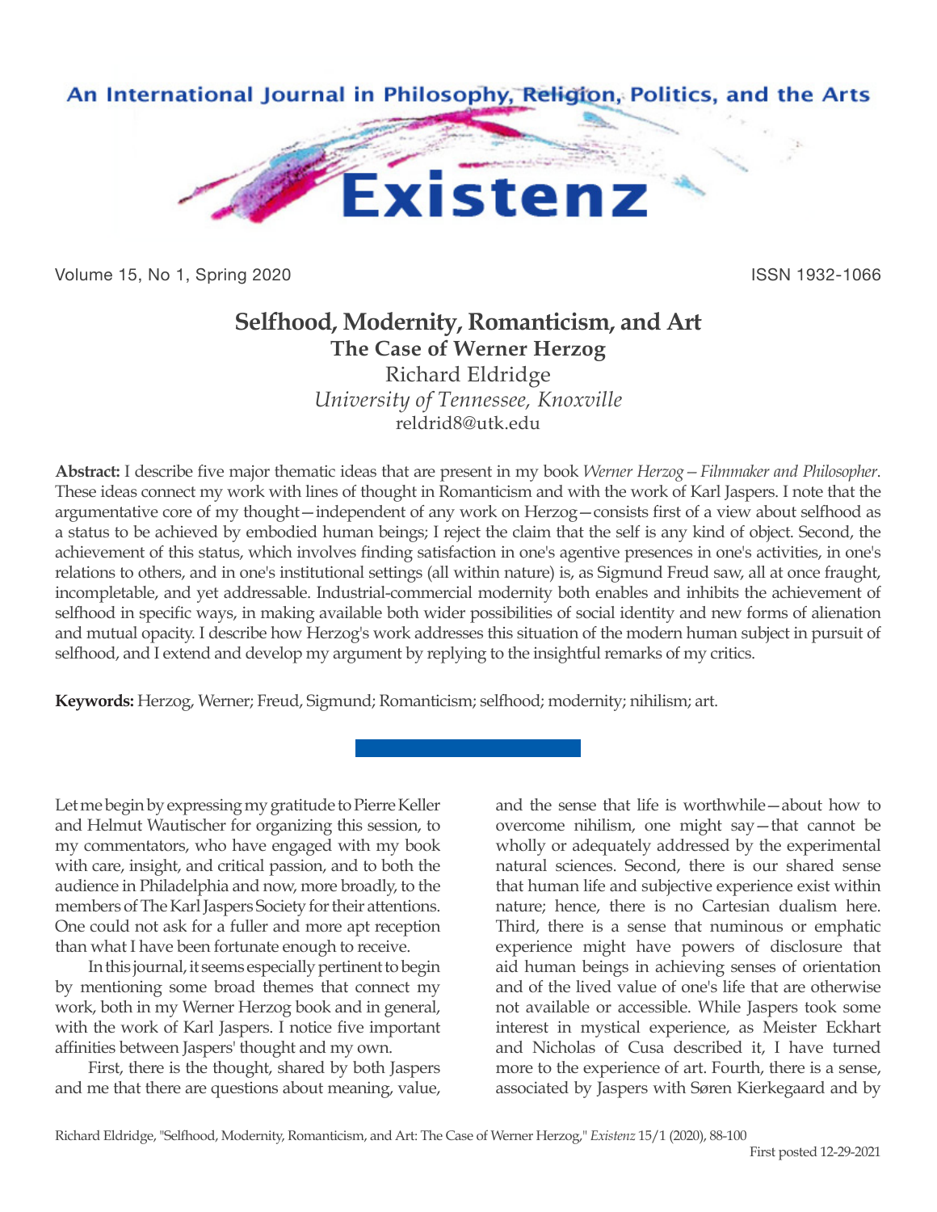# Selfhood, Modernity, Romanticism, and Art

## The Case of Werner Herzog

Richard Eldridge

*University of Tennessee, Knoxville*

reldrid8@utk.edu

**Abstract:** I describe five major thematic ideas that are present in my book *Werner Herzog—Filmmaker and Philosopher*. These ideas connect my work with lines of thought in Romanticism and with the work of Karl Jaspers. I note that the argumentative core of my thought—independent of any work on Herzog—consists first of a view about selfhood as a status to be achieved by embodied human beings; I reject the claim that the self is any kind of object. Second, the achievement of this status, which involves finding satisfaction in one's agentive presences in one's activities, in one's relations to others, and in one's institutional settings (all within nature) is, as Sigmund Freud saw, all at once fraught, incompletable, and yet addressable. Industrial-commercial modernity both enables and inhibits the achievement of selfhood in specific ways, in making available both wider possibilities of social identity and new forms of alienation and mutual opacity. I describe how Herzog's work addresses this situation of the modern human subject in pursuit of selfhood, and I extend and develop my argument by replying to the insightful remarks of my critics.

**Keywords:** Herzog, Werner; Freud, Sigmund; Romanticism; selfhood; modernity; nihilism; art.

---

Let me begin by expressing my gratitude to Pierre Keller and Helmut Wautischer for organizing this session, to my commentators, who have engaged with my book with care, insight, and critical passion, and to both the audience in Philadelphia and now, more broadly, to the members of The Karl Jaspers Society for their attentions. One could not ask for a fuller and more apt reception than what I have been fortunate enough to receive.

In this journal, it seems especially pertinent to begin by mentioning some broad themes that connect my work, both in my Werner Herzog book and in general, with the work of Karl Jaspers. I notice five important affinities between Jaspers' thought and my own.

First, there is the thought, shared by both Jaspers and me that there are questions about meaning, value, and the sense that life is worthwhile—about how to overcome nihilism, one might say—that cannot be wholly or adequately addressed by the experimental natural sciences. Second, there is our shared sense that human life and subjective experience exist within nature; hence, there is no Cartesian dualism here. Third, there is a sense that numinous or emphatic experience might have powers of disclosure that aid human beings in achieving senses of orientation and of the lived value of one's life that are otherwise not available or accessible. While Jaspers took some interest in mystical experience, as Meister Eckhart and Nicholas of Cusa described it, I have turned more to the experience of art. Fourth, there is a sense, associated by Jaspers with Søren Kierkegaard and by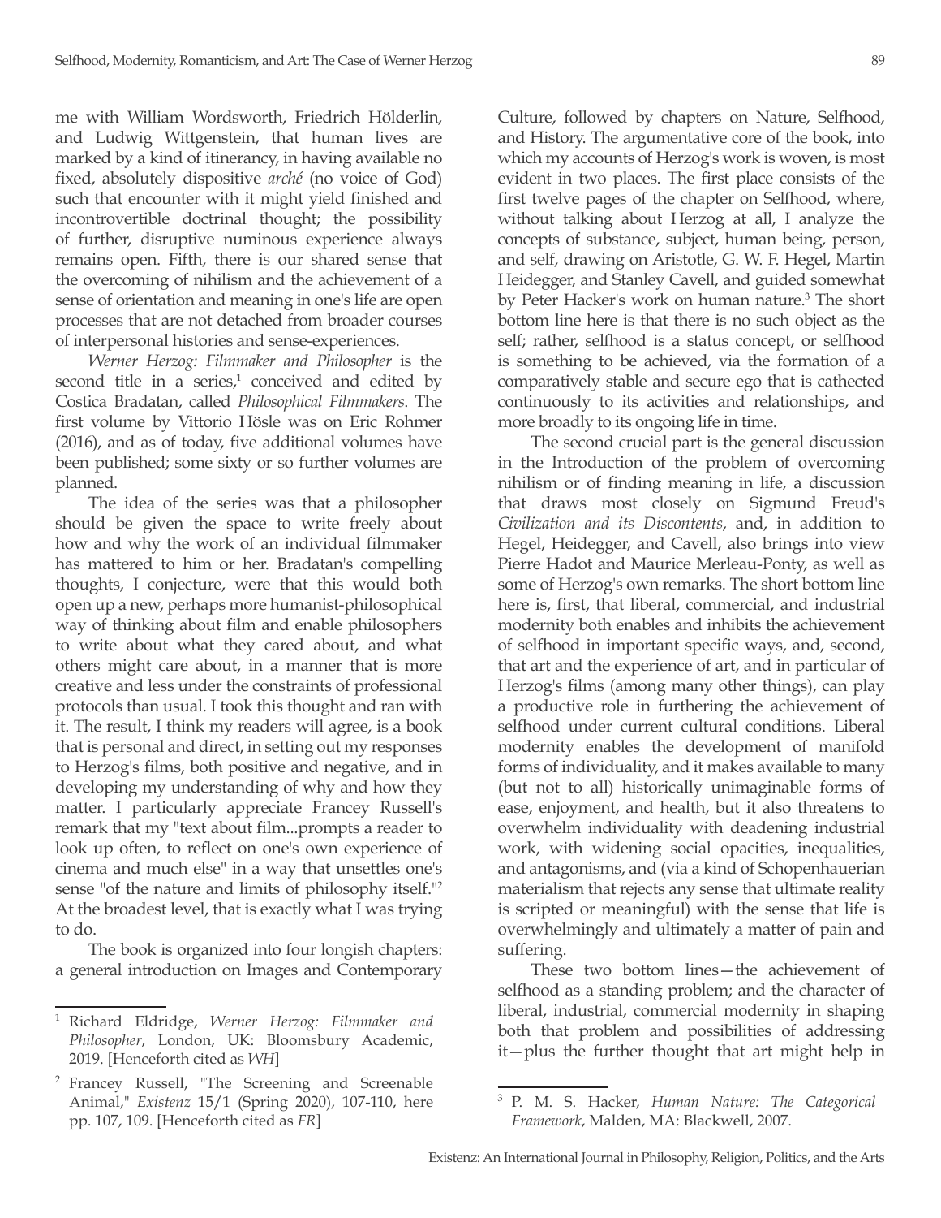me with William Wordsworth, Friedrich Hölderlin, and Ludwig Wittgenstein, that human lives are marked by a kind of itinerancy, in having available no fixed, absolutely dispositive *arché* (no voice of God) such that encounter with it might yield finished and incontrovertible doctrinal thought; the possibility of further, disruptive numinous experience always remains open. Fifth, there is our shared sense that the overcoming of nihilism and the achievement of a sense of orientation and meaning in one's life are open processes that are not detached from broader courses of interpersonal histories and sense-experiences.

*Werner Herzog: Filmmaker and Philosopher* is the second title in a series,[1] conceived and edited by Costica Bradatan, called *Philosophical Filmmakers*. The first volume by Vittorio Hösle was on Eric Rohmer (2016), and as of today, five additional volumes have been published; some sixty or so further volumes are planned.

The idea of the series was that a philosopher should be given the space to write freely about how and why the work of an individual filmmaker has mattered to him or her. Bradatan's compelling thoughts, I conjecture, were that this would both open up a new, perhaps more humanist-philosophical way of thinking about film and enable philosophers to write about what they cared about, and what others might care about, in a manner that is more creative and less under the constraints of professional protocols than usual. I took this thought and ran with it. The result, I think my readers will agree, is a book that is personal and direct, in setting out my responses to Herzog's films, both positive and negative, and in developing my understanding of why and how they matter. I particularly appreciate Francey Russell's remark that my "text about film...prompts a reader to look up often, to reflect on one's own experience of cinema and much else" in a way that unsettles one's sense "of the nature and limits of philosophy itself."[2] At the broadest level, that is exactly what I was trying to do.

The book is organized into four longish chapters: a general introduction on Images and Contemporary Culture, followed by chapters on Nature, Selfhood, and History. The argumentative core of the book, into which my accounts of Herzog's work is woven, is most evident in two places. The first place consists of the first twelve pages of the chapter on Selfhood, where, without talking about Herzog at all, I analyze the concepts of substance, subject, human being, person, and self, drawing on Aristotle, G. W. F. Hegel, Martin Heidegger, and Stanley Cavell, and guided somewhat by Peter Hacker's work on human nature.[3] The short bottom line here is that there is no such object as the self; rather, selfhood is a status concept, or selfhood is something to be achieved, via the formation of a comparatively stable and secure ego that is cathected continuously to its activities and relationships, and more broadly to its ongoing life in time.

The second crucial part is the general discussion in the Introduction of the problem of overcoming nihilism or of finding meaning in life, a discussion that draws most closely on Sigmund Freud's *Civilization and its Discontents*, and, in addition to Hegel, Heidegger, and Cavell, also brings into view Pierre Hadot and Maurice Merleau-Ponty, as well as some of Herzog's own remarks. The short bottom line here is, first, that liberal, commercial, and industrial modernity both enables and inhibits the achievement of selfhood in important specific ways, and, second, that art and the experience of art, and in particular of Herzog's films (among many other things), can play a productive role in furthering the achievement of selfhood under current cultural conditions. Liberal modernity enables the development of manifold forms of individuality, and it makes available to many (but not to all) historically unimaginable forms of ease, enjoyment, and health, but it also threatens to overwhelm individuality with deadening industrial work, with widening social opacities, inequalities, and antagonisms, and (via a kind of Schopenhauerian materialism that rejects any sense that ultimate reality is scripted or meaningful) with the sense that life is overwhelmingly and ultimately a matter of pain and suffering.

These two bottom lines—the achievement of selfhood as a standing problem; and the character of liberal, industrial, commercial modernity in shaping both that problem and possibilities of addressing it—plus the further thought that art might help in

---

[1] Richard Eldridge, *Werner Herzog: Filmmaker and Philosopher*, London, UK: Bloomsbury Academic, 2019. [Henceforth cited as *WH*]

[2] Francey Russell, "The Screening and Screenable Animal," *Existenz* 15/1 (Spring 2020), 107-110, here pp. 107, 109. [Henceforth cited as *FR*]

[3] P. M. S. Hacker, *Human Nature: The Categorical Framework*, Malden, MA: Blackwell, 2007.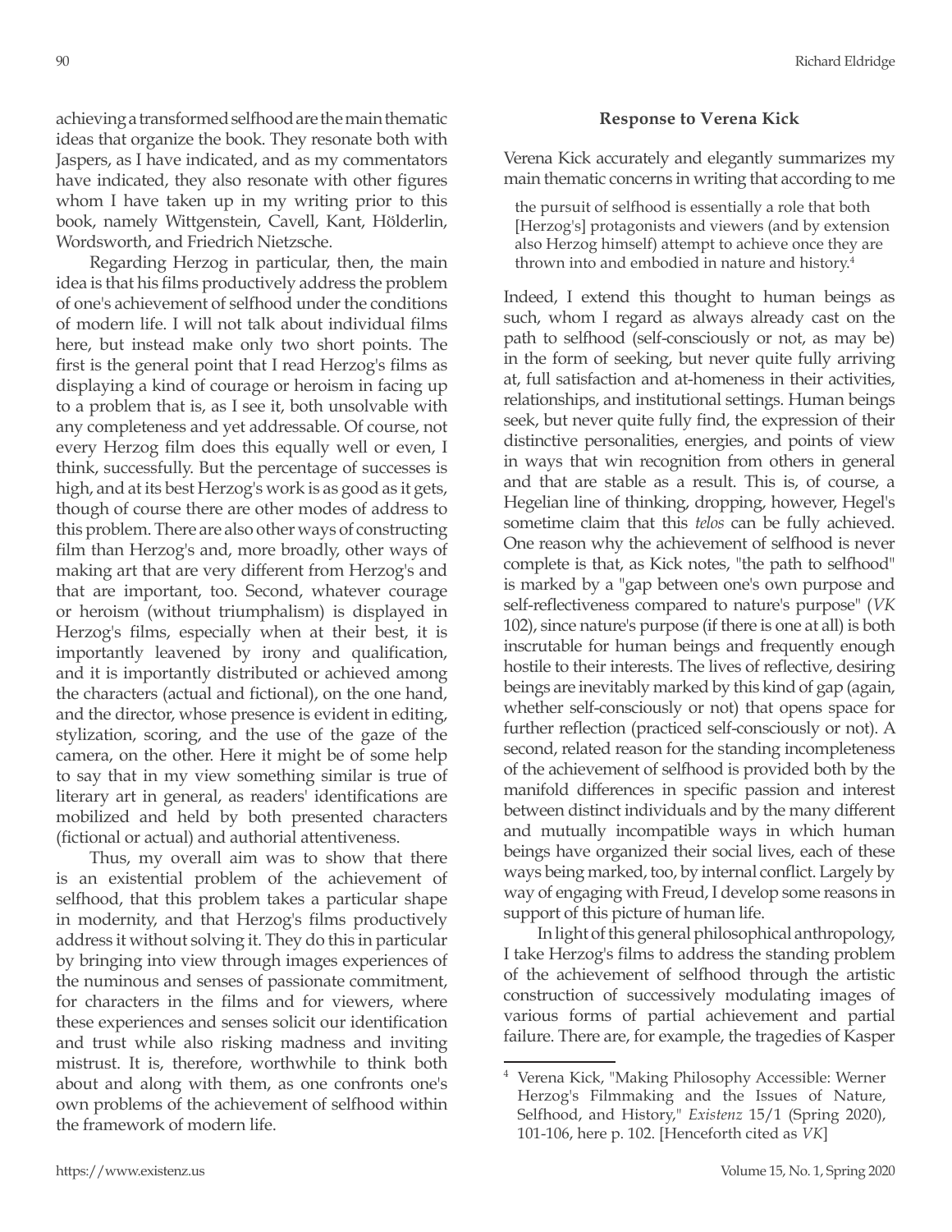achieving a transformed selfhood are the main thematic ideas that organize the book. They resonate both with Jaspers, as I have indicated, and as my commentators have indicated, they also resonate with other figures whom I have taken up in my writing prior to this book, namely Wittgenstein, Cavell, Kant, Hölderlin, Wordsworth, and Friedrich Nietzsche.

Regarding Herzog in particular, then, the main idea is that his films productively address the problem of one's achievement of selfhood under the conditions of modern life. I will not talk about individual films here, but instead make only two short points. The first is the general point that I read Herzog's films as displaying a kind of courage or heroism in facing up to a problem that is, as I see it, both unsolvable with any completeness and yet addressable. Of course, not every Herzog film does this equally well or even, I think, successfully. But the percentage of successes is high, and at its best Herzog's work is as good as it gets, though of course there are other modes of address to this problem. There are also other ways of constructing film than Herzog's and, more broadly, other ways of making art that are very different from Herzog's and that are important, too. Second, whatever courage or heroism (without triumphalism) is displayed in Herzog's films, especially when at their best, it is importantly leavened by irony and qualification, and it is importantly distributed or achieved among the characters (actual and fictional), on the one hand, and the director, whose presence is evident in editing, stylization, scoring, and the use of the gaze of the camera, on the other. Here it might be of some help to say that in my view something similar is true of literary art in general, as readers' identifications are mobilized and held by both presented characters (fictional or actual) and authorial attentiveness.

Thus, my overall aim was to show that there is an existential problem of the achievement of selfhood, that this problem takes a particular shape in modernity, and that Herzog's films productively address it without solving it. They do this in particular by bringing into view through images experiences of the numinous and senses of passionate commitment, for characters in the films and for viewers, where these experiences and senses solicit our identification and trust while also risking madness and inviting mistrust. It is, therefore, worthwhile to think both about and along with them, as one confronts one's own problems of the achievement of selfhood within the framework of modern life.

## Response to Verena Kick

Verena Kick accurately and elegantly summarizes my main thematic concerns in writing that according to me

> the pursuit of selfhood is essentially a role that both [Herzog's] protagonists and viewers (and by extension also Herzog himself) attempt to achieve once they are thrown into and embodied in nature and history.[4]

Indeed, I extend this thought to human beings as such, whom I regard as always already cast on the path to selfhood (self-consciously or not, as may be) in the form of seeking, but never quite fully arriving at, full satisfaction and at-homeness in their activities, relationships, and institutional settings. Human beings seek, but never quite fully find, the expression of their distinctive personalities, energies, and points of view in ways that win recognition from others in general and that are stable as a result. This is, of course, a Hegelian line of thinking, dropping, however, Hegel's sometime claim that this *telos* can be fully achieved. One reason why the achievement of selfhood is never complete is that, as Kick notes, "the path to selfhood" is marked by a "gap between one's own purpose and self-reflectiveness compared to nature's purpose" (*VK* 102), since nature's purpose (if there is one at all) is both inscrutable for human beings and frequently enough hostile to their interests. The lives of reflective, desiring beings are inevitably marked by this kind of gap (again, whether self-consciously or not) that opens space for further reflection (practiced self-consciously or not). A second, related reason for the standing incompleteness of the achievement of selfhood is provided both by the manifold differences in specific passion and interest between distinct individuals and by the many different and mutually incompatible ways in which human beings have organized their social lives, each of these ways being marked, too, by internal conflict. Largely by way of engaging with Freud, I develop some reasons in support of this picture of human life.

In light of this general philosophical anthropology, I take Herzog's films to address the standing problem of the achievement of selfhood through the artistic construction of successively modulating images of various forms of partial achievement and partial failure. There are, for example, the tragedies of Kasper

[4] Verena Kick, "Making Philosophy Accessible: Werner Herzog's Filmmaking and the Issues of Nature, Selfhood, and History," *Existenz* 15/1 (Spring 2020), 101-106, here p. 102. [Henceforth cited as *VK*]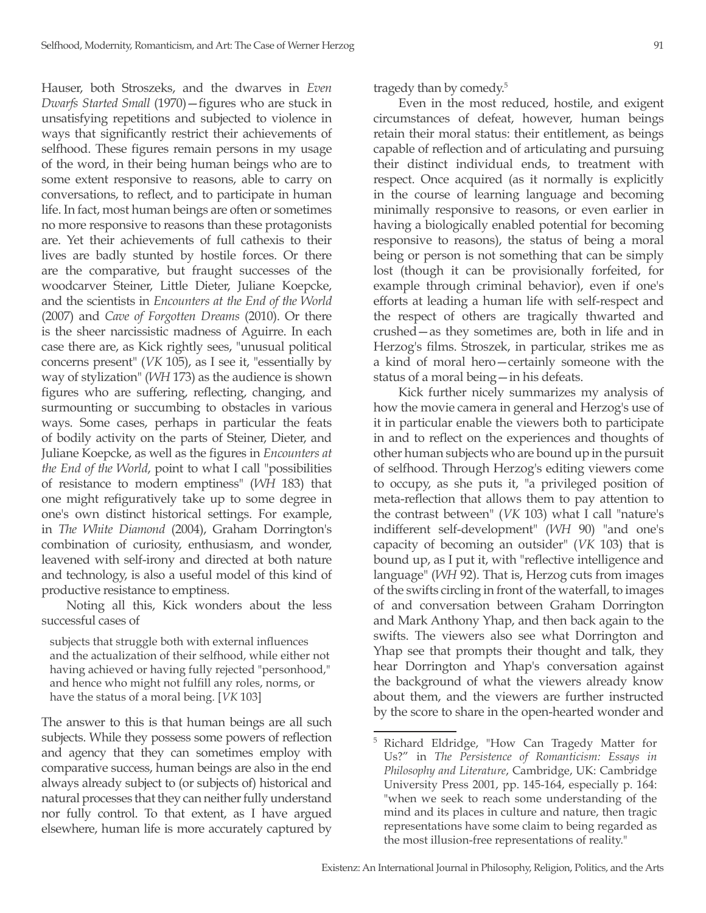Hauser, both Stroszeks, and the dwarves in *Even Dwarfs Started Small* (1970)—figures who are stuck in unsatisfying repetitions and subjected to violence in ways that significantly restrict their achievements of selfhood. These figures remain persons in my usage of the word, in their being human beings who are to some extent responsive to reasons, able to carry on conversations, to reflect, and to participate in human life. In fact, most human beings are often or sometimes no more responsive to reasons than these protagonists are. Yet their achievements of full cathexis to their lives are badly stunted by hostile forces. Or there are the comparative, but fraught successes of the woodcarver Steiner, Little Dieter, Juliane Koepcke, and the scientists in *Encounters at the End of the World* (2007) and *Cave of Forgotten Dreams* (2010). Or there is the sheer narcissistic madness of Aguirre. In each case there are, as Kick rightly sees, "unusual political concerns present" (*VK* 105), as I see it, "essentially by way of stylization" (*WH* 173) as the audience is shown figures who are suffering, reflecting, changing, and surmounting or succumbing to obstacles in various ways. Some cases, perhaps in particular the feats of bodily activity on the parts of Steiner, Dieter, and Juliane Koepcke, as well as the figures in *Encounters at the End of the World*, point to what I call "possibilities of resistance to modern emptiness" (*WH* 183) that one might refiguratively take up to some degree in one's own distinct historical settings. For example, in *The White Diamond* (2004), Graham Dorrington's combination of curiosity, enthusiasm, and wonder, leavened with self-irony and directed at both nature and technology, is also a useful model of this kind of productive resistance to emptiness.

Noting all this, Kick wonders about the less successful cases of

> subjects that struggle both with external influences and the actualization of their selfhood, while either not having achieved or having fully rejected "personhood," and hence who might not fulfill any roles, norms, or have the status of a moral being. [*VK* 103]

The answer to this is that human beings are all such subjects. While they possess some powers of reflection and agency that they can sometimes employ with comparative success, human beings are also in the end always already subject to (or subjects of) historical and natural processes that they can neither fully understand nor fully control. To that extent, as I have argued elsewhere, human life is more accurately captured by tragedy than by comedy.[5]

Even in the most reduced, hostile, and exigent circumstances of defeat, however, human beings retain their moral status: their entitlement, as beings capable of reflection and of articulating and pursuing their distinct individual ends, to treatment with respect. Once acquired (as it normally is explicitly in the course of learning language and becoming minimally responsive to reasons, or even earlier in having a biologically enabled potential for becoming responsive to reasons), the status of being a moral being or person is not something that can be simply lost (though it can be provisionally forfeited, for example through criminal behavior), even if one's efforts at leading a human life with self-respect and the respect of others are tragically thwarted and crushed—as they sometimes are, both in life and in Herzog's films. Stroszek, in particular, strikes me as a kind of moral hero—certainly someone with the status of a moral being—in his defeats.

Kick further nicely summarizes my analysis of how the movie camera in general and Herzog's use of it in particular enable the viewers both to participate in and to reflect on the experiences and thoughts of other human subjects who are bound up in the pursuit of selfhood. Through Herzog's editing viewers come to occupy, as she puts it, "a privileged position of meta-reflection that allows them to pay attention to the contrast between" (*VK* 103) what I call "nature's indifferent self-development" (*WH* 90) "and one's capacity of becoming an outsider" (*VK* 103) that is bound up, as I put it, with "reflective intelligence and language" (*WH* 92). That is, Herzog cuts from images of the swifts circling in front of the waterfall, to images of and conversation between Graham Dorrington and Mark Anthony Yhap, and then back again to the swifts. The viewers also see what Dorrington and Yhap see that prompts their thought and talk, they hear Dorrington and Yhap's conversation against the background of what the viewers already know about them, and the viewers are further instructed by the score to share in the open-hearted wonder and

---

[5] Richard Eldridge, "How Can Tragedy Matter for Us?" in *The Persistence of Romanticism: Essays in Philosophy and Literature*, Cambridge, UK: Cambridge University Press 2001, pp. 145-164, especially p. 164: "when we seek to reach some understanding of the mind and its places in culture and nature, then tragic representations have some claim to being regarded as the most illusion-free representations of reality."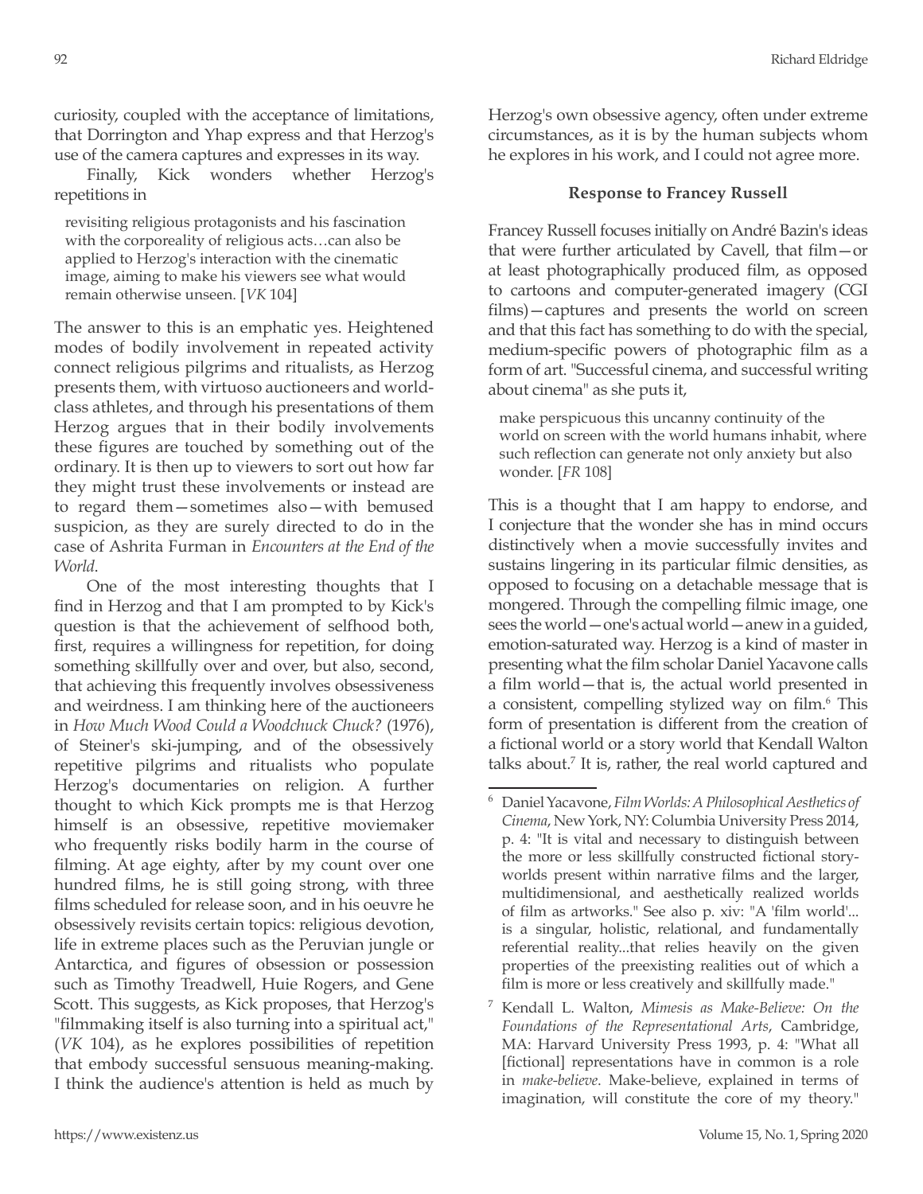curiosity, coupled with the acceptance of limitations, that Dorrington and Yhap express and that Herzog's use of the camera captures and expresses in its way.

Finally, Kick wonders whether Herzog's repetitions in

> revisiting religious protagonists and his fascination with the corporeality of religious acts…can also be applied to Herzog's interaction with the cinematic image, aiming to make his viewers see what would remain otherwise unseen. [*VK* 104]

The answer to this is an emphatic yes. Heightened modes of bodily involvement in repeated activity connect religious pilgrims and ritualists, as Herzog presents them, with virtuoso auctioneers and world-class athletes, and through his presentations of them Herzog argues that in their bodily involvements these figures are touched by something out of the ordinary. It is then up to viewers to sort out how far they might trust these involvements or instead are to regard them—sometimes also—with bemused suspicion, as they are surely directed to do in the case of Ashrita Furman in *Encounters at the End of the World*.

One of the most interesting thoughts that I find in Herzog and that I am prompted to by Kick's question is that the achievement of selfhood both, first, requires a willingness for repetition, for doing something skillfully over and over, but also, second, that achieving this frequently involves obsessiveness and weirdness. I am thinking here of the auctioneers in *How Much Wood Could a Woodchuck Chuck?* (1976), of Steiner's ski-jumping, and of the obsessively repetitive pilgrims and ritualists who populate Herzog's documentaries on religion. A further thought to which Kick prompts me is that Herzog himself is an obsessive, repetitive moviemaker who frequently risks bodily harm in the course of filming. At age eighty, after by my count over one hundred films, he is still going strong, with three films scheduled for release soon, and in his oeuvre he obsessively revisits certain topics: religious devotion, life in extreme places such as the Peruvian jungle or Antarctica, and figures of obsession or possession such as Timothy Treadwell, Huie Rogers, and Gene Scott. This suggests, as Kick proposes, that Herzog's "filmmaking itself is also turning into a spiritual act," (*VK* 104), as he explores possibilities of repetition that embody successful sensuous meaning-making. I think the audience's attention is held as much by Herzog's own obsessive agency, often under extreme circumstances, as it is by the human subjects whom he explores in his work, and I could not agree more.

### Response to Francey Russell

Francey Russell focuses initially on André Bazin's ideas that were further articulated by Cavell, that film—or at least photographically produced film, as opposed to cartoons and computer-generated imagery (CGI films)—captures and presents the world on screen and that this fact has something to do with the special, medium-specific powers of photographic film as a form of art. "Successful cinema, and successful writing about cinema" as she puts it,

> make perspicuous this uncanny continuity of the world on screen with the world humans inhabit, where such reflection can generate not only anxiety but also wonder. [*FR* 108]

This is a thought that I am happy to endorse, and I conjecture that the wonder she has in mind occurs distinctively when a movie successfully invites and sustains lingering in its particular filmic densities, as opposed to focusing on a detachable message that is mongered. Through the compelling filmic image, one sees the world—one's actual world—anew in a guided, emotion-saturated way. Herzog is a kind of master in presenting what the film scholar Daniel Yacavone calls a film world—that is, the actual world presented in a consistent, compelling stylized way on film.[6] This form of presentation is different from the creation of a fictional world or a story world that Kendall Walton talks about.[7] It is, rather, the real world captured and

---

[6] Daniel Yacavone, *Film Worlds: A Philosophical Aesthetics of Cinema*, New York, NY: Columbia University Press 2014, p. 4: "It is vital and necessary to distinguish between the more or less skillfully constructed fictional story-worlds present within narrative films and the larger, multidimensional, and aesthetically realized worlds of film as artworks." See also p. xiv: "A 'film world'... is a singular, holistic, relational, and fundamentally referential reality...that relies heavily on the given properties of the preexisting realities out of which a film is more or less creatively and skillfully made."

[7] Kendall L. Walton, *Mimesis as Make-Believe: On the Foundations of the Representational Arts*, Cambridge, MA: Harvard University Press 1993, p. 4: "What all [fictional] representations have in common is a role in *make-believe*. Make-believe, explained in terms of imagination, will constitute the core of my theory."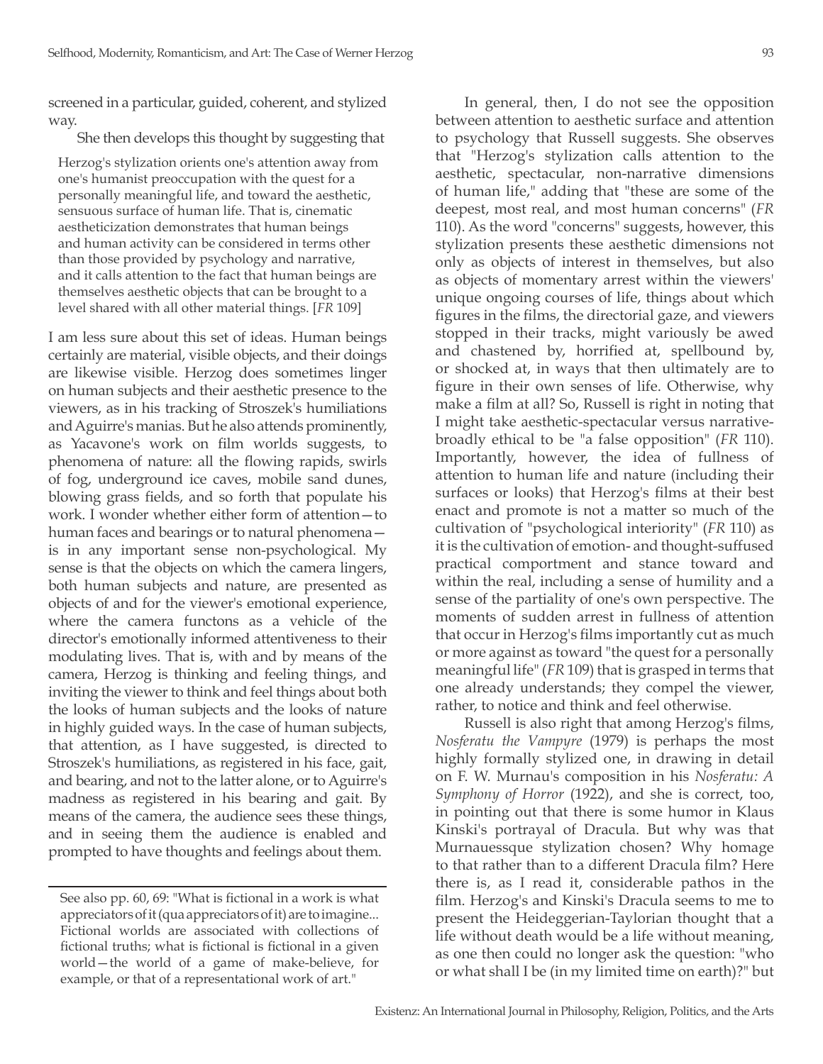screened in a particular, guided, coherent, and stylized way.

She then develops this thought by suggesting that

> Herzog's stylization orients one's attention away from one's humanist preoccupation with the quest for a personally meaningful life, and toward the aesthetic, sensuous surface of human life. That is, cinematic aestheticization demonstrates that human beings and human activity can be considered in terms other than those provided by psychology and narrative, and it calls attention to the fact that human beings are themselves aesthetic objects that can be brought to a level shared with all other material things. [*FR* 109]

I am less sure about this set of ideas. Human beings certainly are material, visible objects, and their doings are likewise visible. Herzog does sometimes linger on human subjects and their aesthetic presence to the viewers, as in his tracking of Stroszek's humiliations and Aguirre's manias. But he also attends prominently, as Yacavone's work on film worlds suggests, to phenomena of nature: all the flowing rapids, swirls of fog, underground ice caves, mobile sand dunes, blowing grass fields, and so forth that populate his work. I wonder whether either form of attention—to human faces and bearings or to natural phenomena—is in any important sense non-psychological. My sense is that the objects on which the camera lingers, both human subjects and nature, are presented as objects of and for the viewer's emotional experience, where the camera functons as a vehicle of the director's emotionally informed attentiveness to their modulating lives. That is, with and by means of the camera, Herzog is thinking and feeling things, and inviting the viewer to think and feel things about both the looks of human subjects and the looks of nature in highly guided ways. In the case of human subjects, that attention, as I have suggested, is directed to Stroszek's humiliations, as registered in his face, gait, and bearing, and not to the latter alone, or to Aguirre's madness as registered in his bearing and gait. By means of the camera, the audience sees these things, and in seeing them the audience is enabled and prompted to have thoughts and feelings about them.

In general, then, I do not see the opposition between attention to aesthetic surface and attention to psychology that Russell suggests. She observes that "Herzog's stylization calls attention to the aesthetic, spectacular, non-narrative dimensions of human life," adding that "these are some of the deepest, most real, and most human concerns" (*FR* 110). As the word "concerns" suggests, however, this stylization presents these aesthetic dimensions not only as objects of interest in themselves, but also as objects of momentary arrest within the viewers' unique ongoing courses of life, things about which figures in the films, the directorial gaze, and viewers stopped in their tracks, might variously be awed and chastened by, horrified at, spellbound by, or shocked at, in ways that then ultimately are to figure in their own senses of life. Otherwise, why make a film at all? So, Russell is right in noting that I might take aesthetic-spectacular versus narrative-broadly ethical to be "a false opposition" (*FR* 110). Importantly, however, the idea of fullness of attention to human life and nature (including their surfaces or looks) that Herzog's films at their best enact and promote is not a matter so much of the cultivation of "psychological interiority" (*FR* 110) as it is the cultivation of emotion- and thought-suffused practical comportment and stance toward and within the real, including a sense of humility and a sense of the partiality of one's own perspective. The moments of sudden arrest in fullness of attention that occur in Herzog's films importantly cut as much or more against as toward "the quest for a personally meaningful life" (*FR* 109) that is grasped in terms that one already understands; they compel the viewer, rather, to notice and think and feel otherwise.

Russell is also right that among Herzog's films, *Nosferatu the Vampyre* (1979) is perhaps the most highly formally stylized one, in drawing in detail on F. W. Murnau's composition in his *Nosferatu: A Symphony of Horror* (1922), and she is correct, too, in pointing out that there is some humor in Klaus Kinski's portrayal of Dracula. But why was that Murnauessque stylization chosen? Why homage to that rather than to a different Dracula film? Here there is, as I read it, considerable pathos in the film. Herzog's and Kinski's Dracula seems to me to present the Heideggerian-Taylorian thought that a life without death would be a life without meaning, as one then could no longer ask the question: "who or what shall I be (in my limited time on earth)?" but

---

See also pp. 60, 69: "What is fictional in a work is what appreciators of it (qua appreciators of it) are to imagine... Fictional worlds are associated with collections of fictional truths; what is fictional is fictional in a given world—the world of a game of make-believe, for example, or that of a representational work of art."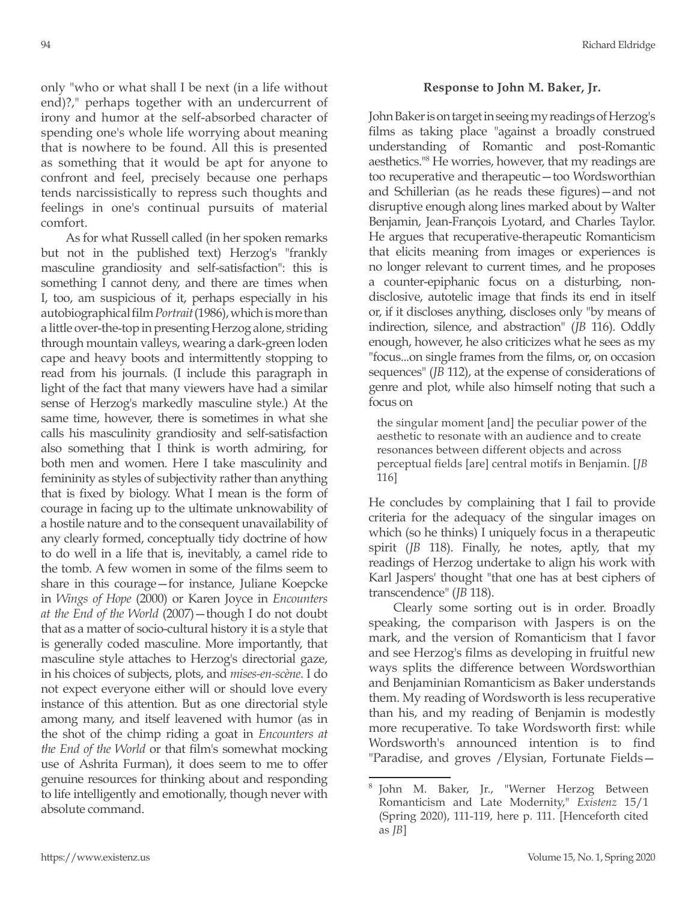only "who or what shall I be next (in a life without end)?," perhaps together with an undercurrent of irony and humor at the self-absorbed character of spending one's whole life worrying about meaning that is nowhere to be found. All this is presented as something that it would be apt for anyone to confront and feel, precisely because one perhaps tends narcissistically to repress such thoughts and feelings in one's continual pursuits of material comfort.

As for what Russell called (in her spoken remarks but not in the published text) Herzog's "frankly masculine grandiosity and self-satisfaction": this is something I cannot deny, and there are times when I, too, am suspicious of it, perhaps especially in his autobiographical film *Portrait* (1986), which is more than a little over-the-top in presenting Herzog alone, striding through mountain valleys, wearing a dark-green loden cape and heavy boots and intermittently stopping to read from his journals. (I include this paragraph in light of the fact that many viewers have had a similar sense of Herzog's markedly masculine style.) At the same time, however, there is sometimes in what she calls his masculinity grandiosity and self-satisfaction also something that I think is worth admiring, for both men and women. Here I take masculinity and femininity as styles of subjectivity rather than anything that is fixed by biology. What I mean is the form of courage in facing up to the ultimate unknowability of a hostile nature and to the consequent unavailability of any clearly formed, conceptually tidy doctrine of how to do well in a life that is, inevitably, a camel ride to the tomb. A few women in some of the films seem to share in this courage—for instance, Juliane Koepcke in *Wings of Hope* (2000) or Karen Joyce in *Encounters at the End of the World* (2007)—though I do not doubt that as a matter of socio-cultural history it is a style that is generally coded masculine. More importantly, that masculine style attaches to Herzog's directorial gaze, in his choices of subjects, plots, and *mises-en-scène*. I do not expect everyone either will or should love every instance of this attention. But as one directorial style among many, and itself leavened with humor (as in the shot of the chimp riding a goat in *Encounters at the End of the World* or that film's somewhat mocking use of Ashrita Furman), it does seem to me to offer genuine resources for thinking about and responding to life intelligently and emotionally, though never with absolute command.

### Response to John M. Baker, Jr.

John Baker is on target in seeing my readings of Herzog's films as taking place "against a broadly construed understanding of Romantic and post-Romantic aesthetics."[8] He worries, however, that my readings are too recuperative and therapeutic—too Wordsworthian and Schillerian (as he reads these figures)—and not disruptive enough along lines marked about by Walter Benjamin, Jean-François Lyotard, and Charles Taylor. He argues that recuperative-therapeutic Romanticism that elicits meaning from images or experiences is no longer relevant to current times, and he proposes a counter-epiphanic focus on a disturbing, non-disclosive, autotelic image that finds its end in itself or, if it discloses anything, discloses only "by means of indirection, silence, and abstraction" (*JB* 116). Oddly enough, however, he also criticizes what he sees as my "focus...on single frames from the films, or, on occasion sequences" (*JB* 112), at the expense of considerations of genre and plot, while also himself noting that such a focus on

> the singular moment [and] the peculiar power of the aesthetic to resonate with an audience and to create resonances between different objects and across perceptual fields [are] central motifs in Benjamin. [*JB* 116]

He concludes by complaining that I fail to provide criteria for the adequacy of the singular images on which (so he thinks) I uniquely focus in a therapeutic spirit (*JB* 118). Finally, he notes, aptly, that my readings of Herzog undertake to align his work with Karl Jaspers' thought "that one has at best ciphers of transcendence" (*JB* 118).

Clearly some sorting out is in order. Broadly speaking, the comparison with Jaspers is on the mark, and the version of Romanticism that I favor and see Herzog's films as developing in fruitful new ways splits the difference between Wordsworthian and Benjaminian Romanticism as Baker understands them. My reading of Wordsworth is less recuperative than his, and my reading of Benjamin is modestly more recuperative. To take Wordsworth first: while Wordsworth's announced intention is to find "Paradise, and groves /Elysian, Fortunate Fields—

---

[8] John M. Baker, Jr., "Werner Herzog Between Romanticism and Late Modernity," *Existenz* 15/1 (Spring 2020), 111-119, here p. 111. [Henceforth cited as *JB*]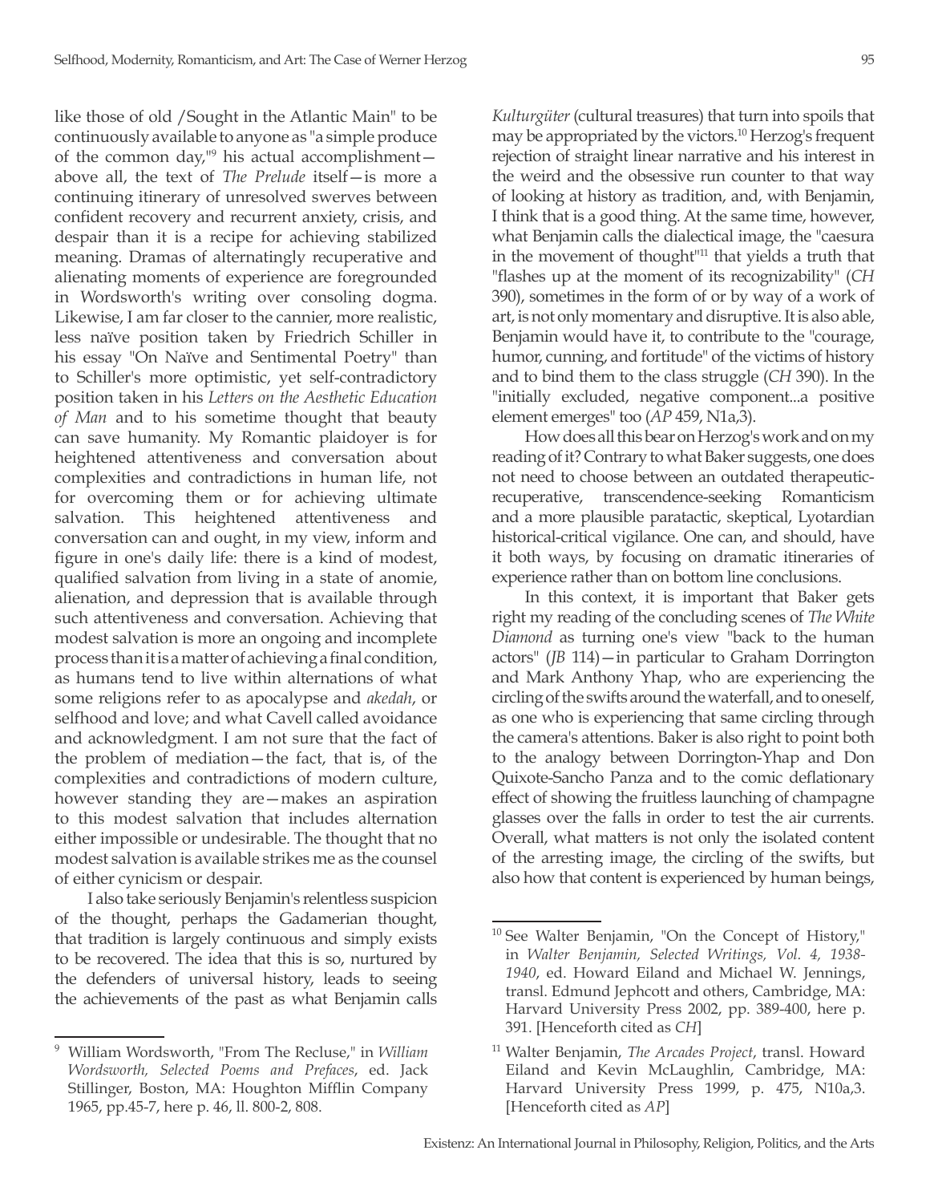like those of old /Sought in the Atlantic Main" to be continuously available to anyone as "a simple produce of the common day,"[9] his actual accomplishment—above all, the text of *The Prelude* itself—is more a continuing itinerary of unresolved swerves between confident recovery and recurrent anxiety, crisis, and despair than it is a recipe for achieving stabilized meaning. Dramas of alternatingly recuperative and alienating moments of experience are foregrounded in Wordsworth's writing over consoling dogma. Likewise, I am far closer to the cannier, more realistic, less naïve position taken by Friedrich Schiller in his essay "On Naïve and Sentimental Poetry" than to Schiller's more optimistic, yet self-contradictory position taken in his *Letters on the Aesthetic Education of Man* and to his sometime thought that beauty can save humanity. My Romantic plaidoyer is for heightened attentiveness and conversation about complexities and contradictions in human life, not for overcoming them or for achieving ultimate salvation. This heightened attentiveness and conversation can and ought, in my view, inform and figure in one's daily life: there is a kind of modest, qualified salvation from living in a state of anomie, alienation, and depression that is available through such attentiveness and conversation. Achieving that modest salvation is more an ongoing and incomplete process than it is a matter of achieving a final condition, as humans tend to live within alternations of what some religions refer to as apocalypse and *akedah*, or selfhood and love; and what Cavell called avoidance and acknowledgment. I am not sure that the fact of the problem of mediation—the fact, that is, of the complexities and contradictions of modern culture, however standing they are—makes an aspiration to this modest salvation that includes alternation either impossible or undesirable. The thought that no modest salvation is available strikes me as the counsel of either cynicism or despair.

I also take seriously Benjamin's relentless suspicion of the thought, perhaps the Gadamerian thought, that tradition is largely continuous and simply exists to be recovered. The idea that this is so, nurtured by the defenders of universal history, leads to seeing the achievements of the past as what Benjamin calls *Kulturgüter* (cultural treasures) that turn into spoils that may be appropriated by the victors.[10] Herzog's frequent rejection of straight linear narrative and his interest in the weird and the obsessive run counter to that way of looking at history as tradition, and, with Benjamin, I think that is a good thing. At the same time, however, what Benjamin calls the dialectical image, the "caesura in the movement of thought"[11] that yields a truth that "flashes up at the moment of its recognizability" (*CH* 390), sometimes in the form of or by way of a work of art, is not only momentary and disruptive. It is also able, Benjamin would have it, to contribute to the "courage, humor, cunning, and fortitude" of the victims of history and to bind them to the class struggle (*CH* 390). In the "initially excluded, negative component...a positive element emerges" too (*AP* 459, N1a,3).

How does all this bear on Herzog's work and on my reading of it? Contrary to what Baker suggests, one does not need to choose between an outdated therapeutic-recuperative, transcendence-seeking Romanticism and a more plausible paratactic, skeptical, Lyotardian historical-critical vigilance. One can, and should, have it both ways, by focusing on dramatic itineraries of experience rather than on bottom line conclusions.

In this context, it is important that Baker gets right my reading of the concluding scenes of *The White Diamond* as turning one's view "back to the human actors" (*JB* 114)—in particular to Graham Dorrington and Mark Anthony Yhap, who are experiencing the circling of the swifts around the waterfall, and to oneself, as one who is experiencing that same circling through the camera's attentions. Baker is also right to point both to the analogy between Dorrington-Yhap and Don Quixote-Sancho Panza and to the comic deflationary effect of showing the fruitless launching of champagne glasses over the falls in order to test the air currents. Overall, what matters is not only the isolated content of the arresting image, the circling of the swifts, but also how that content is experienced by human beings,

---

[9] William Wordsworth, "From The Recluse," in *William Wordsworth, Selected Poems and Prefaces*, ed. Jack Stillinger, Boston, MA: Houghton Mifflin Company 1965, pp.45-7, here p. 46, ll. 800-2, 808.

[10] See Walter Benjamin, "On the Concept of History," in *Walter Benjamin, Selected Writings, Vol. 4, 1938-1940*, ed. Howard Eiland and Michael W. Jennings, transl. Edmund Jephcott and others, Cambridge, MA: Harvard University Press 2002, pp. 389-400, here p. 391. [Henceforth cited as *CH*]

[11] Walter Benjamin, *The Arcades Project*, transl. Howard Eiland and Kevin McLaughlin, Cambridge, MA: Harvard University Press 1999, p. 475, N10a,3. [Henceforth cited as *AP*]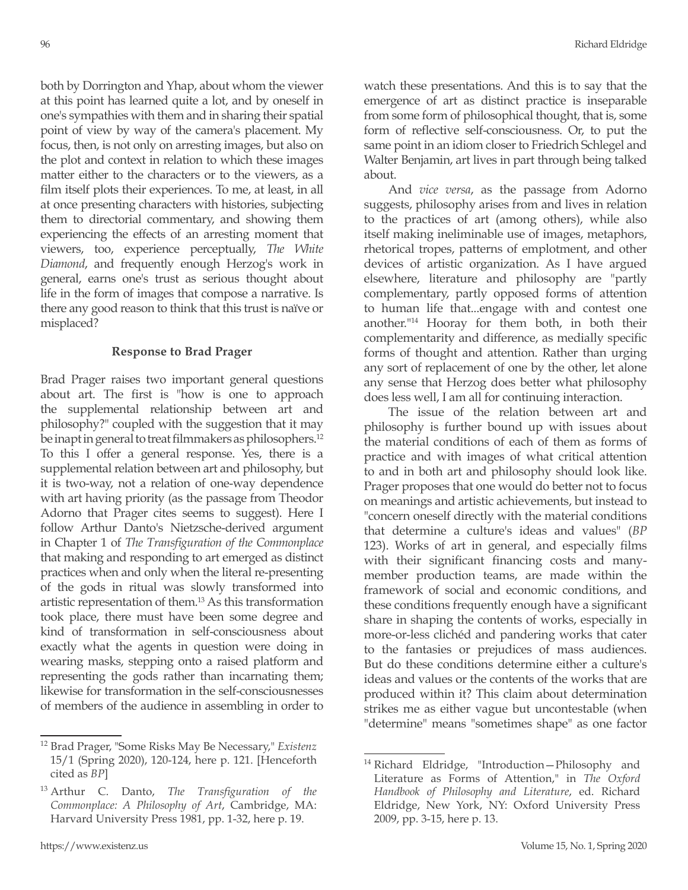both by Dorrington and Yhap, about whom the viewer at this point has learned quite a lot, and by oneself in one's sympathies with them and in sharing their spatial point of view by way of the camera's placement. My focus, then, is not only on arresting images, but also on the plot and context in relation to which these images matter either to the characters or to the viewers, as a film itself plots their experiences. To me, at least, in all at once presenting characters with histories, subjecting them to directorial commentary, and showing them experiencing the effects of an arresting moment that viewers, too, experience perceptually, *The White Diamond*, and frequently enough Herzog's work in general, earns one's trust as serious thought about life in the form of images that compose a narrative. Is there any good reason to think that this trust is naïve or misplaced?

### Response to Brad Prager

Brad Prager raises two important general questions about art. The first is "how is one to approach the supplemental relationship between art and philosophy?" coupled with the suggestion that it may be inapt in general to treat filmmakers as philosophers.[12] To this I offer a general response. Yes, there is a supplemental relation between art and philosophy, but it is two-way, not a relation of one-way dependence with art having priority (as the passage from Theodor Adorno that Prager cites seems to suggest). Here I follow Arthur Danto's Nietzsche-derived argument in Chapter 1 of *The Transfiguration of the Commonplace* that making and responding to art emerged as distinct practices when and only when the literal re-presenting of the gods in ritual was slowly transformed into artistic representation of them.[13] As this transformation took place, there must have been some degree and kind of transformation in self-consciousness about exactly what the agents in question were doing in wearing masks, stepping onto a raised platform and representing the gods rather than incarnating them; likewise for transformation in the self-consciousnesses of members of the audience in assembling in order to watch these presentations. And this is to say that the emergence of art as distinct practice is inseparable from some form of philosophical thought, that is, some form of reflective self-consciousness. Or, to put the same point in an idiom closer to Friedrich Schlegel and Walter Benjamin, art lives in part through being talked about.

And *vice versa*, as the passage from Adorno suggests, philosophy arises from and lives in relation to the practices of art (among others), while also itself making ineliminable use of images, metaphors, rhetorical tropes, patterns of emplotment, and other devices of artistic organization. As I have argued elsewhere, literature and philosophy are "partly complementary, partly opposed forms of attention to human life that...engage with and contest one another."[14] Hooray for them both, in both their complementarity and difference, as medially specific forms of thought and attention. Rather than urging any sort of replacement of one by the other, let alone any sense that Herzog does better what philosophy does less well, I am all for continuing interaction.

The issue of the relation between art and philosophy is further bound up with issues about the material conditions of each of them as forms of practice and with images of what critical attention to and in both art and philosophy should look like. Prager proposes that one would do better not to focus on meanings and artistic achievements, but instead to "concern oneself directly with the material conditions that determine a culture's ideas and values" (*BP* 123). Works of art in general, and especially films with their significant financing costs and many-member production teams, are made within the framework of social and economic conditions, and these conditions frequently enough have a significant share in shaping the contents of works, especially in more-or-less clichéd and pandering works that cater to the fantasies or prejudices of mass audiences. But do these conditions determine either a culture's ideas and values or the contents of the works that are produced within it? This claim about determination strikes me as either vague but uncontestable (when "determine" means "sometimes shape" as one factor

---

[12] Brad Prager, "Some Risks May Be Necessary," *Existenz* 15/1 (Spring 2020), 120-124, here p. 121. [Henceforth cited as *BP*]

[13] Arthur C. Danto, *The Transfiguration of the Commonplace: A Philosophy of Art*, Cambridge, MA: Harvard University Press 1981, pp. 1-32, here p. 19.

[14] Richard Eldridge, "Introduction—Philosophy and Literature as Forms of Attention," in *The Oxford Handbook of Philosophy and Literature*, ed. Richard Eldridge, New York, NY: Oxford University Press 2009, pp. 3-15, here p. 13.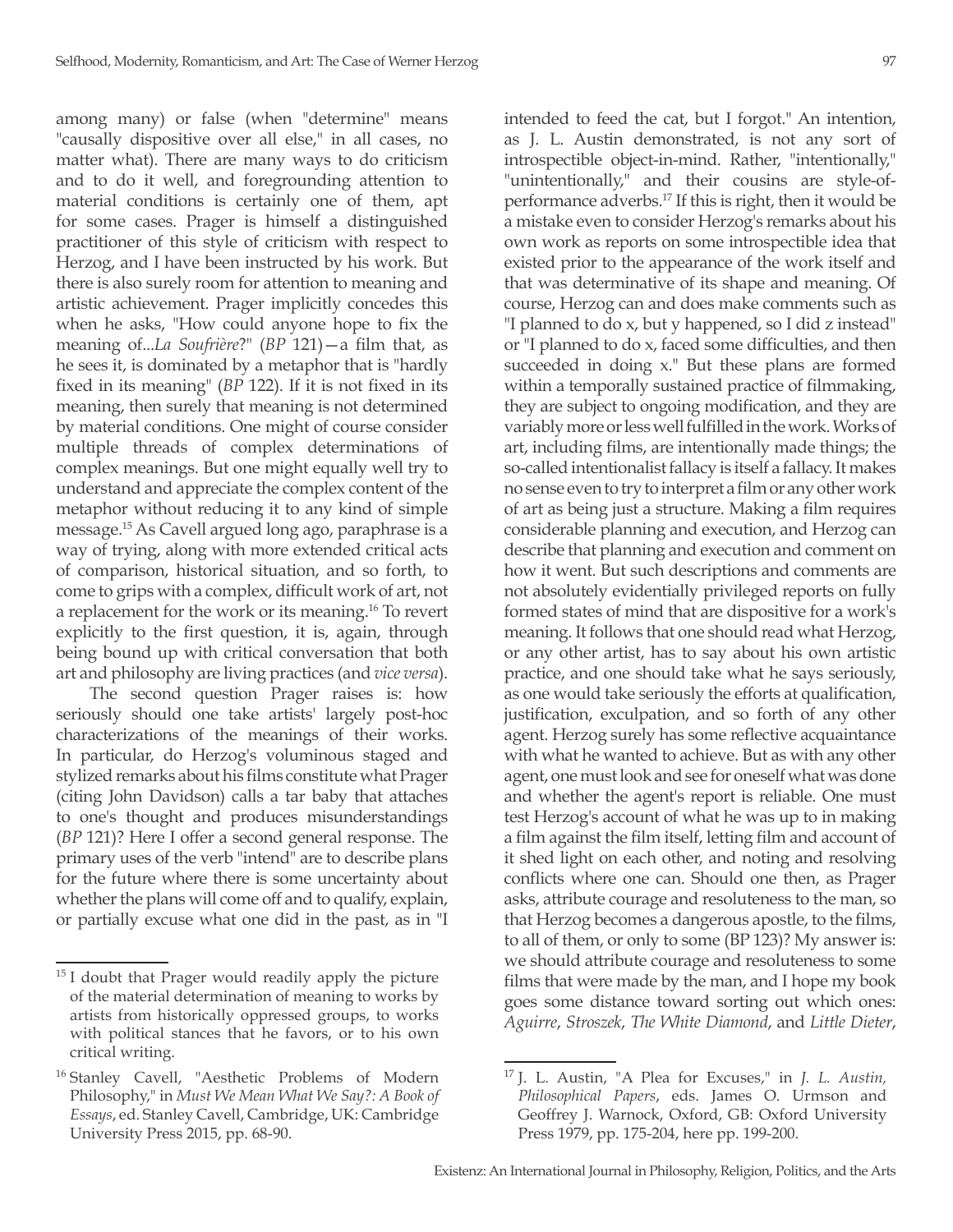among many) or false (when "determine" means "causally dispositive over all else," in all cases, no matter what). There are many ways to do criticism and to do it well, and foregrounding attention to material conditions is certainly one of them, apt for some cases. Prager is himself a distinguished practitioner of this style of criticism with respect to Herzog, and I have been instructed by his work. But there is also surely room for attention to meaning and artistic achievement. Prager implicitly concedes this when he asks, "How could anyone hope to fix the meaning of...*La Soufrière*?" (*BP* 121)—a film that, as he sees it, is dominated by a metaphor that is "hardly fixed in its meaning" (*BP* 122). If it is not fixed in its meaning, then surely that meaning is not determined by material conditions. One might of course consider multiple threads of complex determinations of complex meanings. But one might equally well try to understand and appreciate the complex content of the metaphor without reducing it to any kind of simple message.[15] As Cavell argued long ago, paraphrase is a way of trying, along with more extended critical acts of comparison, historical situation, and so forth, to come to grips with a complex, difficult work of art, not a replacement for the work or its meaning.[16] To revert explicitly to the first question, it is, again, through being bound up with critical conversation that both art and philosophy are living practices (and *vice versa*).

The second question Prager raises is: how seriously should one take artists' largely post-hoc characterizations of the meanings of their works. In particular, do Herzog's voluminous staged and stylized remarks about his films constitute what Prager (citing John Davidson) calls a tar baby that attaches to one's thought and produces misunderstandings (*BP* 121)? Here I offer a second general response. The primary uses of the verb "intend" are to describe plans for the future where there is some uncertainty about whether the plans will come off and to qualify, explain, or partially excuse what one did in the past, as in "I intended to feed the cat, but I forgot." An intention, as J. L. Austin demonstrated, is not any sort of introspectible object-in-mind. Rather, "intentionally," "unintentionally," and their cousins are style-of-performance adverbs.[17] If this is right, then it would be a mistake even to consider Herzog's remarks about his own work as reports on some introspectible idea that existed prior to the appearance of the work itself and that was determinative of its shape and meaning. Of course, Herzog can and does make comments such as "I planned to do x, but y happened, so I did z instead" or "I planned to do x, faced some difficulties, and then succeeded in doing x." But these plans are formed within a temporally sustained practice of filmmaking, they are subject to ongoing modification, and they are variably more or less well fulfilled in the work. Works of art, including films, are intentionally made things; the so-called intentionalist fallacy is itself a fallacy. It makes no sense even to try to interpret a film or any other work of art as being just a structure. Making a film requires considerable planning and execution, and Herzog can describe that planning and execution and comment on how it went. But such descriptions and comments are not absolutely evidentially privileged reports on fully formed states of mind that are dispositive for a work's meaning. It follows that one should read what Herzog, or any other artist, has to say about his own artistic practice, and one should take what he says seriously, as one would take seriously the efforts at qualification, justification, exculpation, and so forth of any other agent. Herzog surely has some reflective acquaintance with what he wanted to achieve. But as with any other agent, one must look and see for oneself what was done and whether the agent's report is reliable. One must test Herzog's account of what he was up to in making a film against the film itself, letting film and account of it shed light on each other, and noting and resolving conflicts where one can. Should one then, as Prager asks, attribute courage and resoluteness to the man, so that Herzog becomes a dangerous apostle, to the films, to all of them, or only to some (BP 123)? My answer is: we should attribute courage and resoluteness to some films that were made by the man, and I hope my book goes some distance toward sorting out which ones: *Aguirre*, *Stroszek*, *The White Diamond*, and *Little Dieter*,

---

[15] I doubt that Prager would readily apply the picture of the material determination of meaning to works by artists from historically oppressed groups, to works with political stances that he favors, or to his own critical writing.

[16] Stanley Cavell, "Aesthetic Problems of Modern Philosophy," in *Must We Mean What We Say?: A Book of Essays*, ed. Stanley Cavell, Cambridge, UK: Cambridge University Press 2015, pp. 68-90.

[17] J. L. Austin, "A Plea for Excuses," in *J. L. Austin, Philosophical Papers*, eds. James O. Urmson and Geoffrey J. Warnock, Oxford, GB: Oxford University Press 1979, pp. 175-204, here pp. 199-200.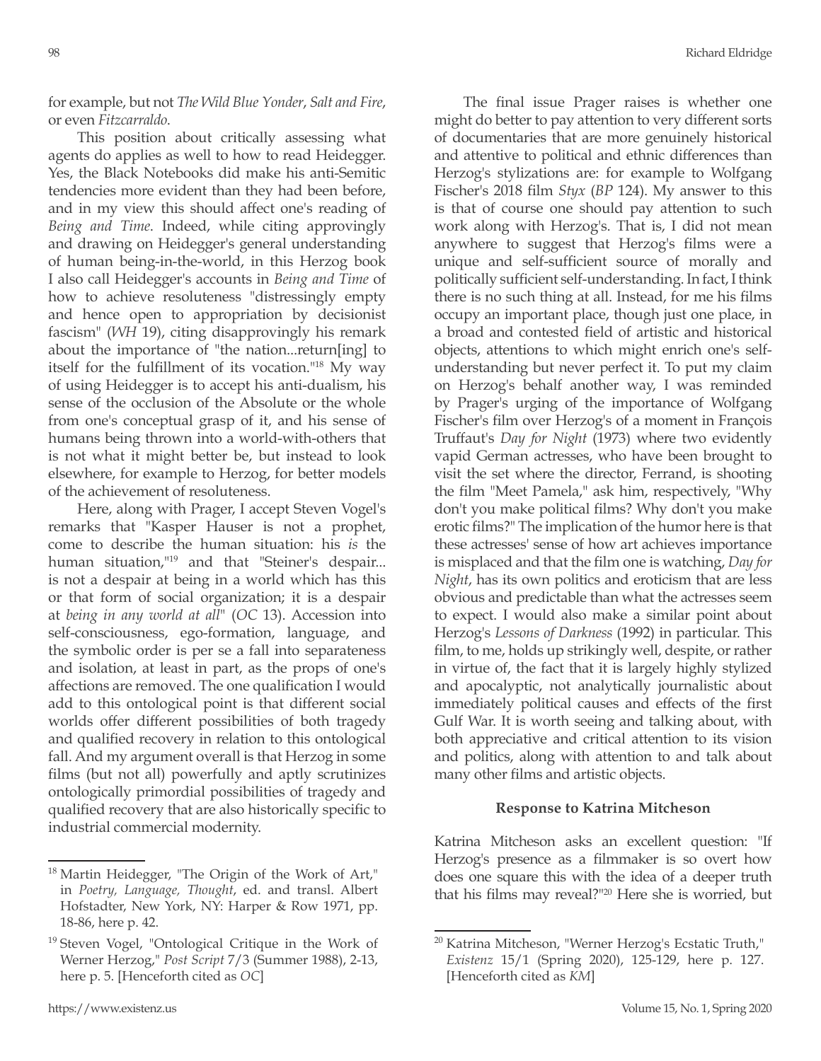for example, but not *The Wild Blue Yonder*, *Salt and Fire*, or even *Fitzcarraldo*.

This position about critically assessing what agents do applies as well to how to read Heidegger. Yes, the Black Notebooks did make his anti-Semitic tendencies more evident than they had been before, and in my view this should affect one's reading of *Being and Time*. Indeed, while citing approvingly and drawing on Heidegger's general understanding of human being-in-the-world, in this Herzog book I also call Heidegger's accounts in *Being and Time* of how to achieve resoluteness "distressingly empty and hence open to appropriation by decisionist fascism" (*WH* 19), citing disapprovingly his remark about the importance of "the nation...return[ing] to itself for the fulfillment of its vocation."[18] My way of using Heidegger is to accept his anti-dualism, his sense of the occlusion of the Absolute or the whole from one's conceptual grasp of it, and his sense of humans being thrown into a world-with-others that is not what it might better be, but instead to look elsewhere, for example to Herzog, for better models of the achievement of resoluteness.

Here, along with Prager, I accept Steven Vogel's remarks that "Kasper Hauser is not a prophet, come to describe the human situation: his *is* the human situation,"[19] and that "Steiner's despair... is not a despair at being in a world which has this or that form of social organization; it is a despair at *being in any world at all*" (*OC* 13). Accession into self-consciousness, ego-formation, language, and the symbolic order is per se a fall into separateness and isolation, at least in part, as the props of one's affections are removed. The one qualification I would add to this ontological point is that different social worlds offer different possibilities of both tragedy and qualified recovery in relation to this ontological fall. And my argument overall is that Herzog in some films (but not all) powerfully and aptly scrutinizes ontologically primordial possibilities of tragedy and qualified recovery that are also historically specific to industrial commercial modernity.

The final issue Prager raises is whether one might do better to pay attention to very different sorts of documentaries that are more genuinely historical and attentive to political and ethnic differences than Herzog's stylizations are: for example to Wolfgang Fischer's 2018 film *Styx* (*BP* 124). My answer to this is that of course one should pay attention to such work along with Herzog's. That is, I did not mean anywhere to suggest that Herzog's films were a unique and self-sufficient source of morally and politically sufficient self-understanding. In fact, I think there is no such thing at all. Instead, for me his films occupy an important place, though just one place, in a broad and contested field of artistic and historical objects, attentions to which might enrich one's self-understanding but never perfect it. To put my claim on Herzog's behalf another way, I was reminded by Prager's urging of the importance of Wolfgang Fischer's film over Herzog's of a moment in François Truffaut's *Day for Night* (1973) where two evidently vapid German actresses, who have been brought to visit the set where the director, Ferrand, is shooting the film "Meet Pamela," ask him, respectively, "Why don't you make political films? Why don't you make erotic films?" The implication of the humor here is that these actresses' sense of how art achieves importance is misplaced and that the film one is watching, *Day for Night*, has its own politics and eroticism that are less obvious and predictable than what the actresses seem to expect. I would also make a similar point about Herzog's *Lessons of Darkness* (1992) in particular. This film, to me, holds up strikingly well, despite, or rather in virtue of, the fact that it is largely highly stylized and apocalyptic, not analytically journalistic about immediately political causes and effects of the first Gulf War. It is worth seeing and talking about, with both appreciative and critical attention to its vision and politics, along with attention to and talk about many other films and artistic objects.

**Response to Katrina Mitcheson**

Katrina Mitcheson asks an excellent question: "If Herzog's presence as a filmmaker is so overt how does one square this with the idea of a deeper truth that his films may reveal?"[20] Here she is worried, but

---

[18] Martin Heidegger, "The Origin of the Work of Art," in *Poetry, Language, Thought*, ed. and transl. Albert Hofstadter, New York, NY: Harper & Row 1971, pp. 18-86, here p. 42.

[19] Steven Vogel, "Ontological Critique in the Work of Werner Herzog," *Post Script* 7/3 (Summer 1988), 2-13, here p. 5. [Henceforth cited as *OC*]

[20] Katrina Mitcheson, "Werner Herzog's Ecstatic Truth," *Existenz* 15/1 (Spring 2020), 125-129, here p. 127. [Henceforth cited as *KM*]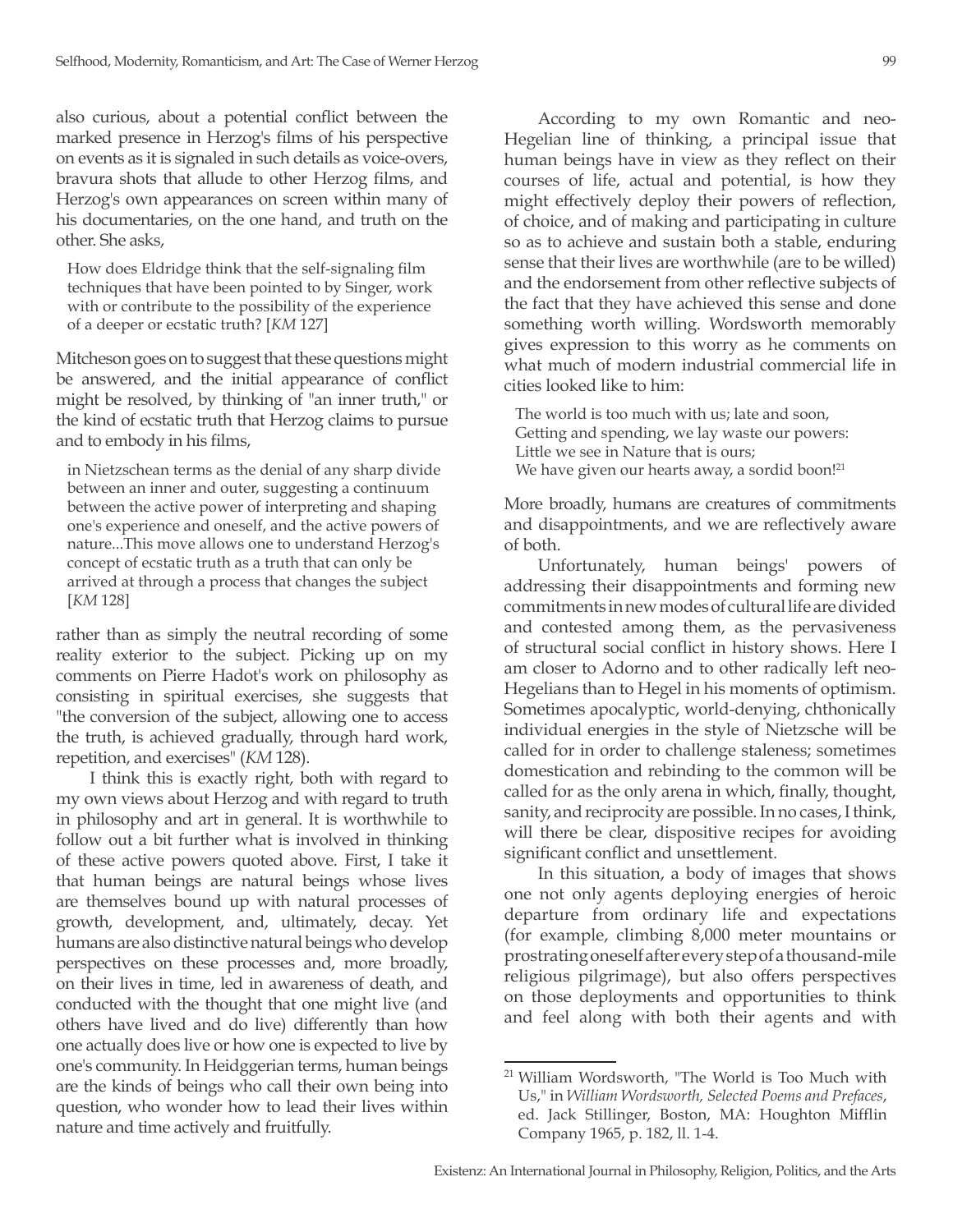also curious, about a potential conflict between the marked presence in Herzog's films of his perspective on events as it is signaled in such details as voice-overs, bravura shots that allude to other Herzog films, and Herzog's own appearances on screen within many of his documentaries, on the one hand, and truth on the other. She asks,

> How does Eldridge think that the self-signaling film techniques that have been pointed to by Singer, work with or contribute to the possibility of the experience of a deeper or ecstatic truth? [*KM* 127]

Mitcheson goes on to suggest that these questions might be answered, and the initial appearance of conflict might be resolved, by thinking of "an inner truth," or the kind of ecstatic truth that Herzog claims to pursue and to embody in his films,

> in Nietzschean terms as the denial of any sharp divide between an inner and outer, suggesting a continuum between the active power of interpreting and shaping one's experience and oneself, and the active powers of nature...This move allows one to understand Herzog's concept of ecstatic truth as a truth that can only be arrived at through a process that changes the subject [*KM* 128]

rather than as simply the neutral recording of some reality exterior to the subject. Picking up on my comments on Pierre Hadot's work on philosophy as consisting in spiritual exercises, she suggests that "the conversion of the subject, allowing one to access the truth, is achieved gradually, through hard work, repetition, and exercises" (*KM* 128).

I think this is exactly right, both with regard to my own views about Herzog and with regard to truth in philosophy and art in general. It is worthwhile to follow out a bit further what is involved in thinking of these active powers quoted above. First, I take it that human beings are natural beings whose lives are themselves bound up with natural processes of growth, development, and, ultimately, decay. Yet humans are also distinctive natural beings who develop perspectives on these processes and, more broadly, on their lives in time, led in awareness of death, and conducted with the thought that one might live (and others have lived and do live) differently than how one actually does live or how one is expected to live by one's community. In Heidggerian terms, human beings are the kinds of beings who call their own being into question, who wonder how to lead their lives within nature and time actively and fruitfully.

According to my own Romantic and neo-Hegelian line of thinking, a principal issue that human beings have in view as they reflect on their courses of life, actual and potential, is how they might effectively deploy their powers of reflection, of choice, and of making and participating in culture so as to achieve and sustain both a stable, enduring sense that their lives are worthwhile (are to be willed) and the endorsement from other reflective subjects of the fact that they have achieved this sense and done something worth willing. Wordsworth memorably gives expression to this worry as he comments on what much of modern industrial commercial life in cities looked like to him:

> The world is too much with us; late and soon,
> Getting and spending, we lay waste our powers:
> Little we see in Nature that is ours;
> We have given our hearts away, a sordid boon![21]

More broadly, humans are creatures of commitments and disappointments, and we are reflectively aware of both.

Unfortunately, human beings' powers of addressing their disappointments and forming new commitments in new modes of cultural life are divided and contested among them, as the pervasiveness of structural social conflict in history shows. Here I am closer to Adorno and to other radically left neo-Hegelians than to Hegel in his moments of optimism. Sometimes apocalyptic, world-denying, chthonically individual energies in the style of Nietzsche will be called for in order to challenge staleness; sometimes domestication and rebinding to the common will be called for as the only arena in which, finally, thought, sanity, and reciprocity are possible. In no cases, I think, will there be clear, dispositive recipes for avoiding significant conflict and unsettlement.

In this situation, a body of images that shows one not only agents deploying energies of heroic departure from ordinary life and expectations (for example, climbing 8,000 meter mountains or prostrating oneself after every step of a thousand-mile religious pilgrimage), but also offers perspectives on those deployments and opportunities to think and feel along with both their agents and with

[21] William Wordsworth, "The World is Too Much with Us," in *William Wordsworth, Selected Poems and Prefaces*, ed. Jack Stillinger, Boston, MA: Houghton Mifflin Company 1965, p. 182, ll. 1-4.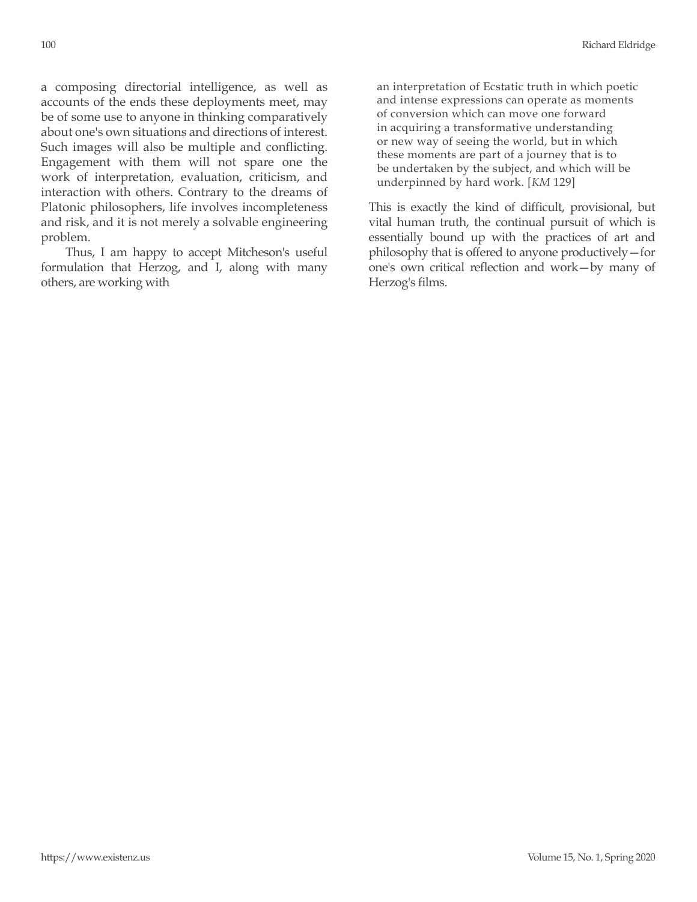a composing directorial intelligence, as well as accounts of the ends these deployments meet, may be of some use to anyone in thinking comparatively about one's own situations and directions of interest. Such images will also be multiple and conflicting. Engagement with them will not spare one the work of interpretation, evaluation, criticism, and interaction with others. Contrary to the dreams of Platonic philosophers, life involves incompleteness and risk, and it is not merely a solvable engineering problem.

Thus, I am happy to accept Mitcheson's useful formulation that Herzog, and I, along with many others, are working with

> an interpretation of Ecstatic truth in which poetic and intense expressions can operate as moments of conversion which can move one forward in acquiring a transformative understanding or new way of seeing the world, but in which these moments are part of a journey that is to be undertaken by the subject, and which will be underpinned by hard work. [*KM* 129]

This is exactly the kind of difficult, provisional, but vital human truth, the continual pursuit of which is essentially bound up with the practices of art and philosophy that is offered to anyone productively—for one's own critical reflection and work—by many of Herzog's films.